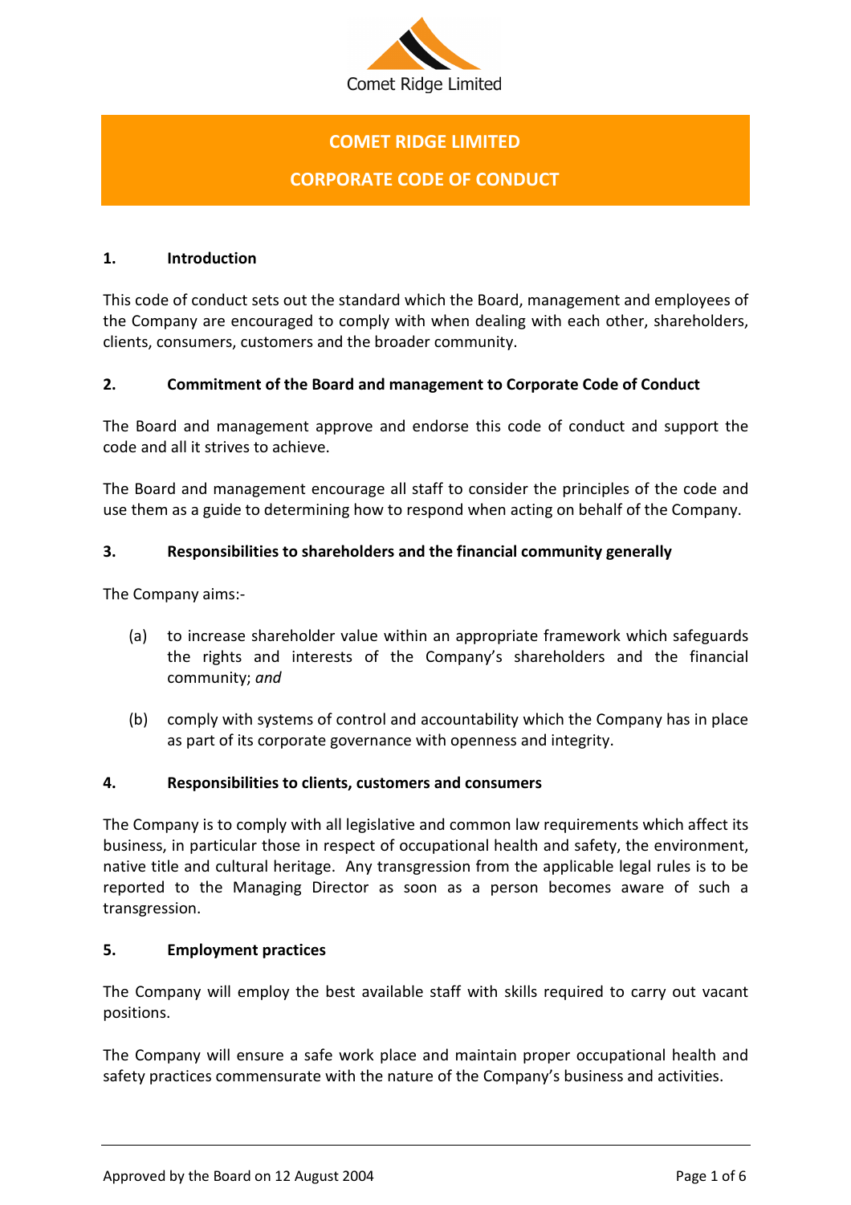Comet Ridge Limited

# COMET RIDGE LIMITED

# CORPORATE CODE OF CONDUCT

## 1. Introduction

This code of conduct sets out the standard which the Board, management and employees of the Company are encouraged to comply with when dealing with each other, shareholders, clients, consumers, customers and the broader community.

## 2. Commitment of the Board and management to Corporate Code of Conduct

The Board and management approve and endorse this code of conduct and support the code and all it strives to achieve.

The Board and management encourage all staff to consider the principles of the code and use them as a guide to determining how to respond when acting on behalf of the Company.

## 3. Responsibilities to shareholders and the financial community generally

The Company aims:-

(a) to increase shareholder value within an appropriate framework which safeguards the rights and interests of the Company's shareholders and the financial community; *and*

(b) comply with systems of control and accountability which the Company has in place as part of its corporate governance with openness and integrity.

## 4. Responsibilities to clients, customers and consumers

The Company is to comply with all legislative and common law requirements which affect its business, in particular those in respect of occupational health and safety, the environment, native title and cultural heritage. Any transgression from the applicable legal rules is to be reported to the Managing Director as soon as a person becomes aware of such a transgression.

## 5. Employment practices

The Company will employ the best available staff with skills required to carry out vacant positions.

The Company will ensure a safe work place and maintain proper occupational health and safety practices commensurate with the nature of the Company's business and activities.

Approved by the Board on 12 August 2004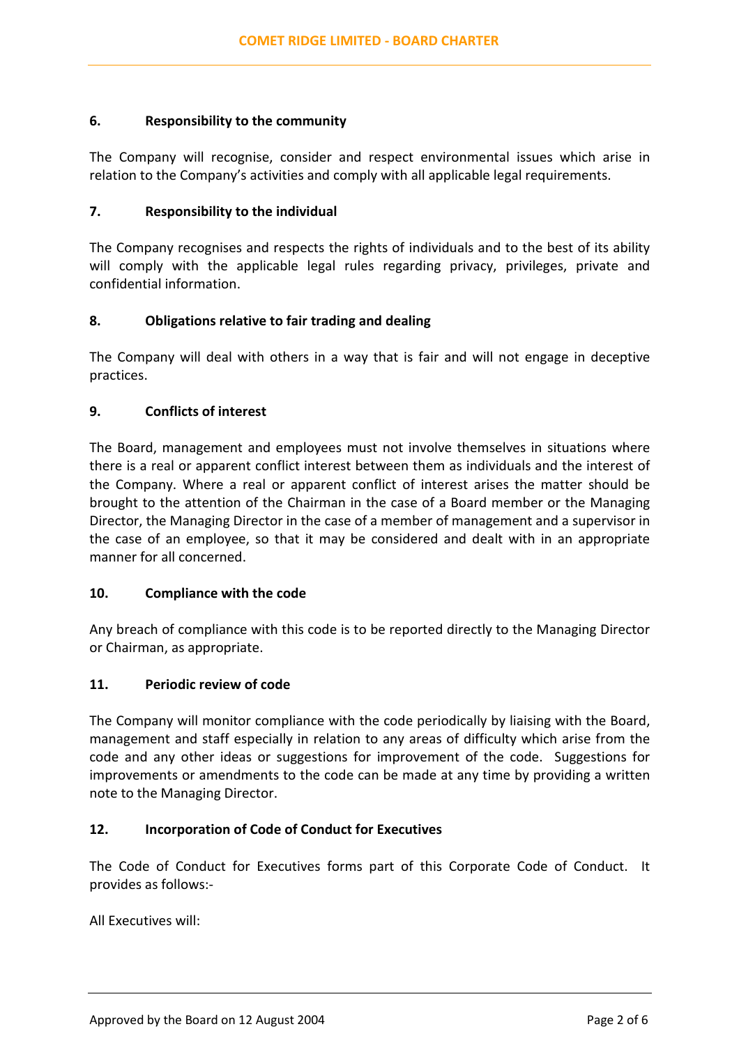### 6. Responsibility to the community

The Company will recognise, consider and respect environmental issues which arise in relation to the Company's activities and comply with all applicable legal requirements.

### 7. Responsibility to the individual

The Company recognises and respects the rights of individuals and to the best of its ability will comply with the applicable legal rules regarding privacy, privileges, private and confidential information.

### 8. Obligations relative to fair trading and dealing

The Company will deal with others in a way that is fair and will not engage in deceptive practices.

### 9. Conflicts of interest

The Board, management and employees must not involve themselves in situations where there is a real or apparent conflict interest between them as individuals and the interest of the Company. Where a real or apparent conflict of interest arises the matter should be brought to the attention of the Chairman in the case of a Board member or the Managing Director, the Managing Director in the case of a member of management and a supervisor in the case of an employee, so that it may be considered and dealt with in an appropriate manner for all concerned.

### 10. Compliance with the code

Any breach of compliance with this code is to be reported directly to the Managing Director or Chairman, as appropriate.

### 11. Periodic review of code

The Company will monitor compliance with the code periodically by liaising with the Board, management and staff especially in relation to any areas of difficulty which arise from the code and any other ideas or suggestions for improvement of the code. Suggestions for improvements or amendments to the code can be made at any time by providing a written note to the Managing Director.

### 12. Incorporation of Code of Conduct for Executives

The Code of Conduct for Executives forms part of this Corporate Code of Conduct. It provides as follows:-

All Executives will: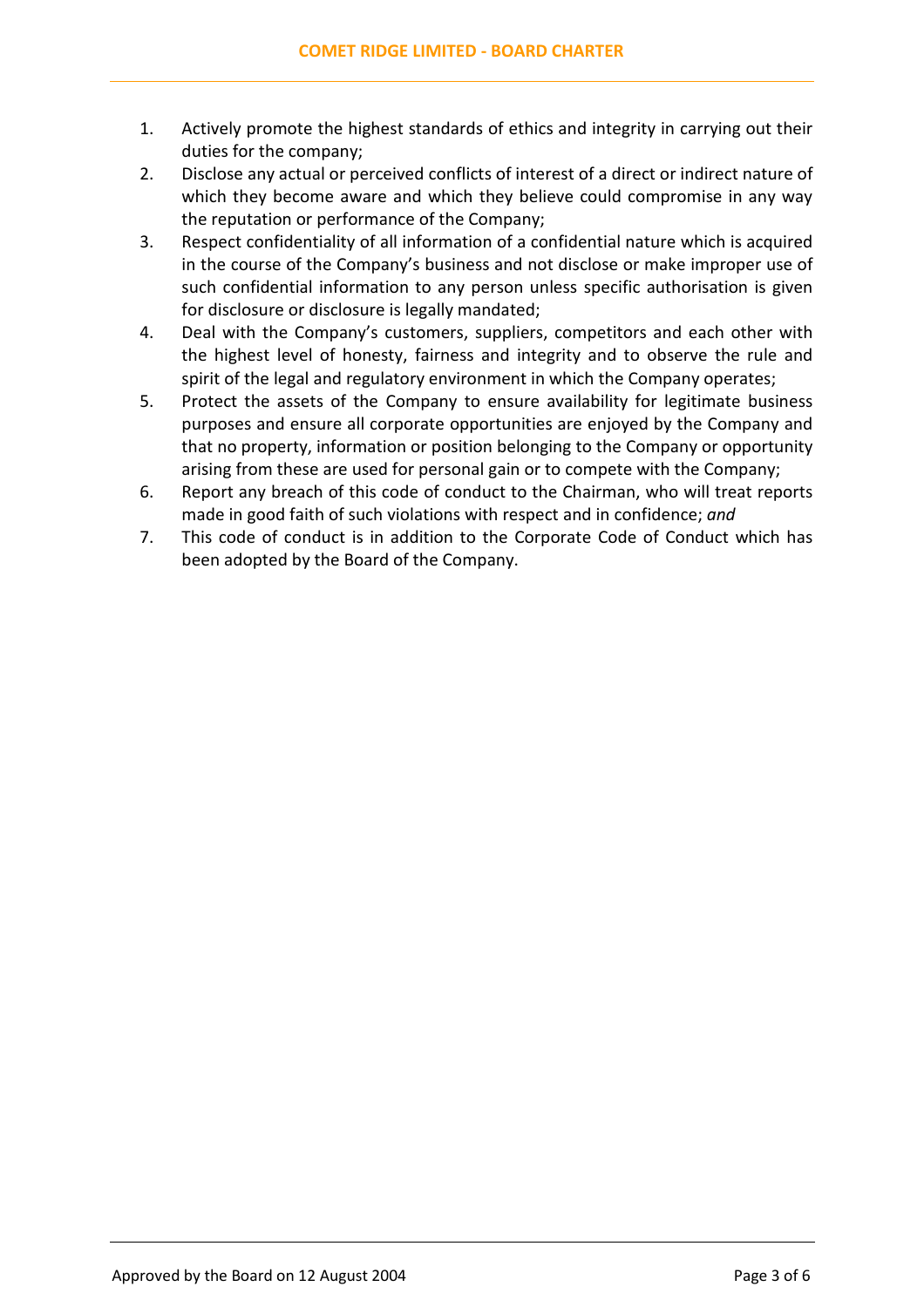1. Actively promote the highest standards of ethics and integrity in carrying out their duties for the company;
2. Disclose any actual or perceived conflicts of interest of a direct or indirect nature of which they become aware and which they believe could compromise in any way the reputation or performance of the Company;
3. Respect confidentiality of all information of a confidential nature which is acquired in the course of the Company's business and not disclose or make improper use of such confidential information to any person unless specific authorisation is given for disclosure or disclosure is legally mandated;
4. Deal with the Company's customers, suppliers, competitors and each other with the highest level of honesty, fairness and integrity and to observe the rule and spirit of the legal and regulatory environment in which the Company operates;
5. Protect the assets of the Company to ensure availability for legitimate business purposes and ensure all corporate opportunities are enjoyed by the Company and that no property, information or position belonging to the Company or opportunity arising from these are used for personal gain or to compete with the Company;
6. Report any breach of this code of conduct to the Chairman, who will treat reports made in good faith of such violations with respect and in confidence; *and*
7. This code of conduct is in addition to the Corporate Code of Conduct which has been adopted by the Board of the Company.

Approved by the Board on 12 August 2004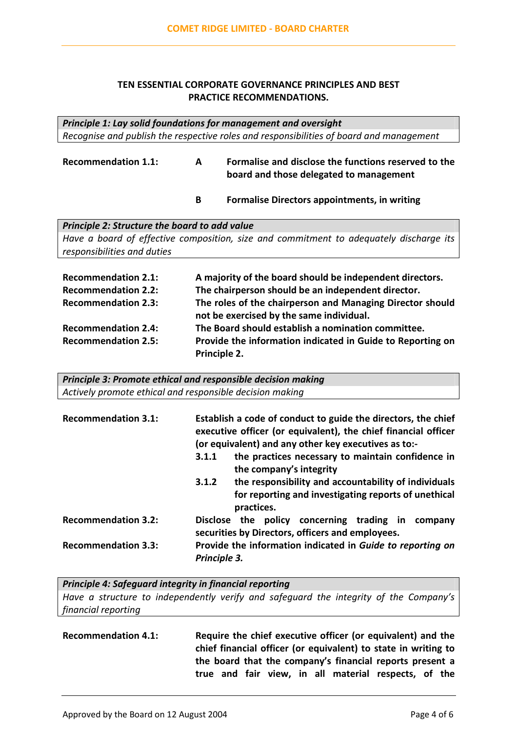### TEN ESSENTIAL CORPORATE GOVERNANCE PRINCIPLES AND BEST PRACTICE RECOMMENDATIONS.

| ***Principle 1: Lay solid foundations for management and oversight*** |
| --- |
| *Recognise and publish the respective roles and responsibilities of board and management* |

**Recommendation 1.1:**

**A** **Formalise and disclose the functions reserved to the board and those delegated to management**

**B** **Formalise Directors appointments, in writing**

| ***Principle 2: Structure the board to add value*** |
| --- |
| *Have a board of effective composition, size and commitment to adequately discharge its responsibilities and duties* |

**Recommendation 2.1:** **A majority of the board should be independent directors.**

**Recommendation 2.2:** **The chairperson should be an independent director.**

**Recommendation 2.3:** **The roles of the chairperson and Managing Director should not be exercised by the same individual.**

**Recommendation 2.4:** **The Board should establish a nomination committee.**

**Recommendation 2.5:** **Provide the information indicated in Guide to Reporting on Principle 2.**

| ***Principle 3: Promote ethical and responsible decision making*** |
| --- |
| *Actively promote ethical and responsible decision making* |

**Recommendation 3.1:** **Establish a code of conduct to guide the directors, the chief executive officer (or equivalent), the chief financial officer (or equivalent) and any other key executives as to:-**

- **3.1.1** **the practices necessary to maintain confidence in the company's integrity**
- **3.1.2** **the responsibility and accountability of individuals for reporting and investigating reports of unethical practices.**

**Recommendation 3.2:** **Disclose the policy concerning trading in company securities by Directors, officers and employees.**

**Recommendation 3.3:** **Provide the information indicated in *Guide to reporting on Principle 3.***

| ***Principle 4: Safeguard integrity in financial reporting*** |
| --- |
| *Have a structure to independently verify and safeguard the integrity of the Company's financial reporting* |

**Recommendation 4.1:** **Require the chief executive officer (or equivalent) and the chief financial officer (or equivalent) to state in writing to the board that the company's financial reports present a true and fair view, in all material respects, of the**

Approved by the Board on 12 August 2004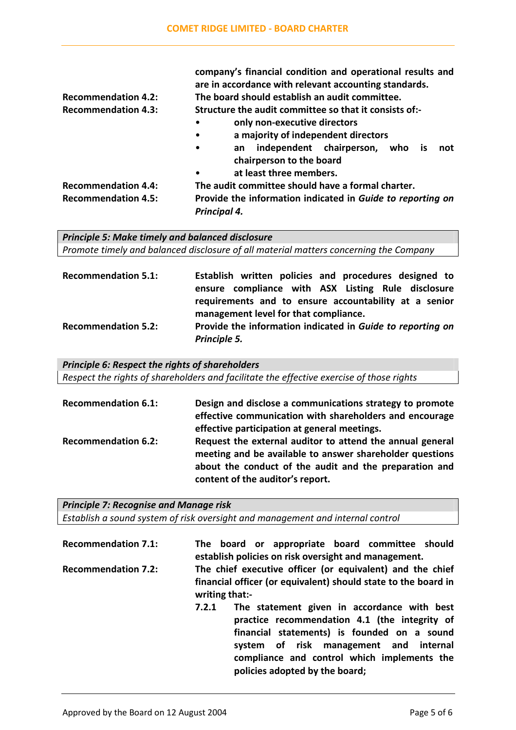company's financial condition and operational results and are in accordance with relevant accounting standards.

**Recommendation 4.2:** **The board should establish an audit committee.**

**Recommendation 4.3:** **Structure the audit committee so that it consists of:-**

- **only non-executive directors**
- **a majority of independent directors**
- **an independent chairperson, who is not chairperson to the board**
- **at least three members.**

**Recommendation 4.4:** **The audit committee should have a formal charter.**

**Recommendation 4.5:** **Provide the information indicated in *Guide to reporting on Principal 4.***

| ***Principle 5: Make timely and balanced disclosure*** |
|---|
| *Promote timely and balanced disclosure of all material matters concerning the Company* |

**Recommendation 5.1:** **Establish written policies and procedures designed to ensure compliance with ASX Listing Rule disclosure requirements and to ensure accountability at a senior management level for that compliance.**

**Recommendation 5.2:** **Provide the information indicated in *Guide to reporting on Principle 5.***

| ***Principle 6: Respect the rights of shareholders*** |
|---|
| *Respect the rights of shareholders and facilitate the effective exercise of those rights* |

**Recommendation 6.1:** **Design and disclose a communications strategy to promote effective communication with shareholders and encourage effective participation at general meetings.**

**Recommendation 6.2:** **Request the external auditor to attend the annual general meeting and be available to answer shareholder questions about the conduct of the audit and the preparation and content of the auditor's report.**

| ***Principle 7: Recognise and Manage risk*** |
|---|
| *Establish a sound system of risk oversight and management and internal control* |

**Recommendation 7.1:** **The board or appropriate board committee should establish policies on risk oversight and management.**

**Recommendation 7.2:** **The chief executive officer (or equivalent) and the chief financial officer (or equivalent) should state to the board in writing that:-**

**7.2.1** **The statement given in accordance with best practice recommendation 4.1 (the integrity of financial statements) is founded on a sound system of risk management and internal compliance and control which implements the policies adopted by the board;**

Approved by the Board on 12 August 2004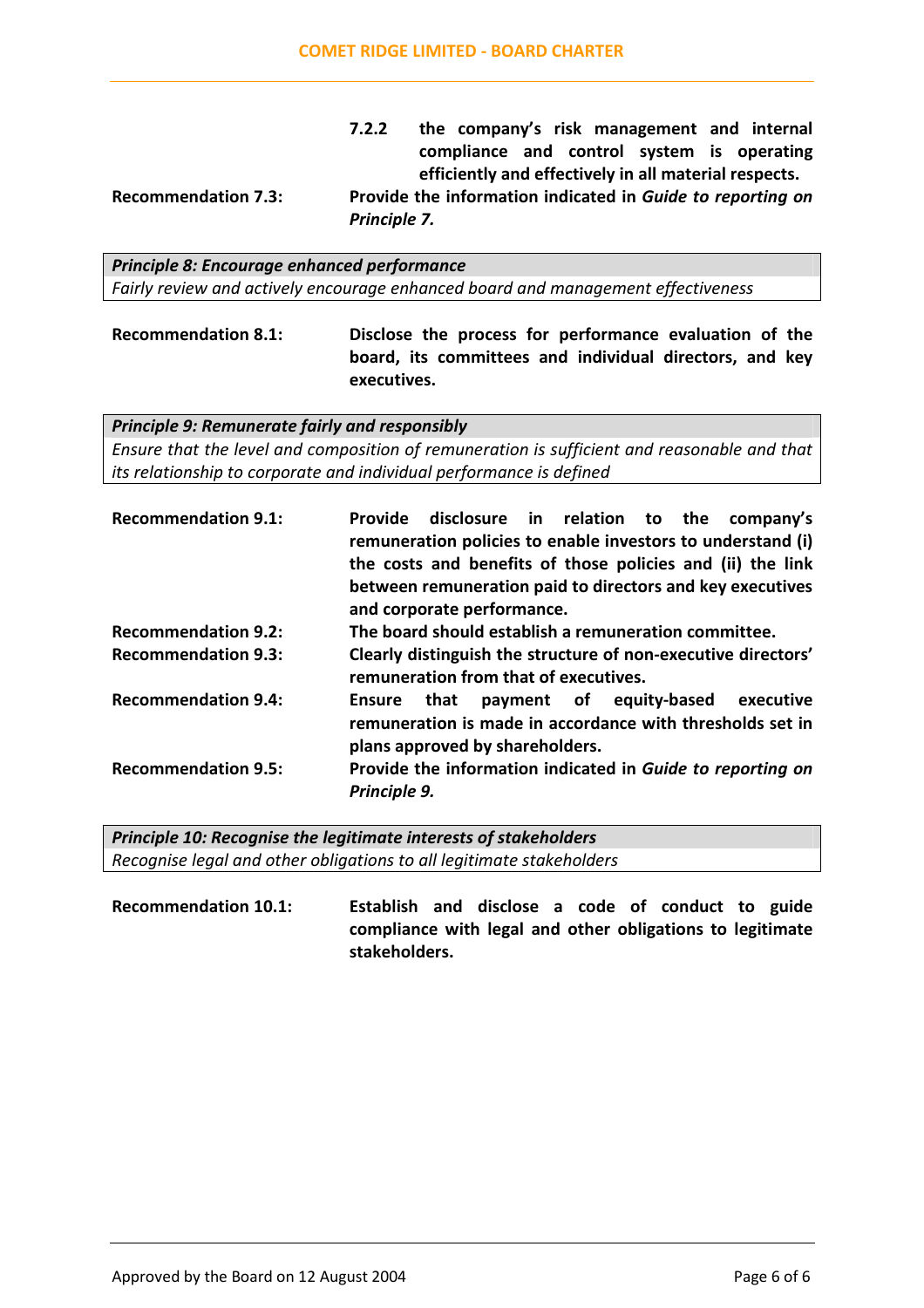**7.2.2 the company's risk management and internal compliance and control system is operating efficiently and effectively in all material respects.**

**Recommendation 7.3:** **Provide the information indicated in *Guide to reporting on Principle 7.***

***Principle 8: Encourage enhanced performance***

*Fairly review and actively encourage enhanced board and management effectiveness*

**Recommendation 8.1:** **Disclose the process for performance evaluation of the board, its committees and individual directors, and key executives.**

***Principle 9: Remunerate fairly and responsibly***

*Ensure that the level and composition of remuneration is sufficient and reasonable and that its relationship to corporate and individual performance is defined*

**Recommendation 9.1:** **Provide disclosure in relation to the company's remuneration policies to enable investors to understand (i) the costs and benefits of those policies and (ii) the link between remuneration paid to directors and key executives and corporate performance.**

**Recommendation 9.2:** **The board should establish a remuneration committee.**

**Recommendation 9.3:** **Clearly distinguish the structure of non-executive directors' remuneration from that of executives.**

**Recommendation 9.4:** **Ensure that payment of equity-based executive remuneration is made in accordance with thresholds set in plans approved by shareholders.**

**Recommendation 9.5:** **Provide the information indicated in *Guide to reporting on Principle 9.***

***Principle 10: Recognise the legitimate interests of stakeholders***

*Recognise legal and other obligations to all legitimate stakeholders*

**Recommendation 10.1:** **Establish and disclose a code of conduct to guide compliance with legal and other obligations to legitimate stakeholders.**

Approved by the Board on 12 August 2004